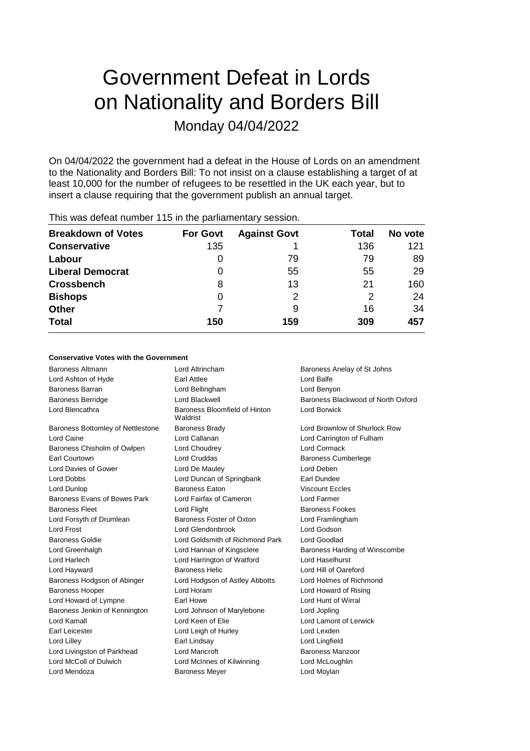# Government Defeat in Lords on Nationality and Borders Bill

Monday 04/04/2022

On 04/04/2022 the government had a defeat in the House of Lords on an amendment to the Nationality and Borders Bill: To not insist on a clause establishing a target of at least 10,000 for the number of refugees to be resettled in the UK each year, but to insert a clause requiring that the government publish an annual target.

This was defeat number 115 in the parliamentary session.

| Breakdown of Votes | For Govt | Against Govt | Total | No vote |
|---|---|---|---|---|
| **Conservative** | 135 | 1 | 136 | 121 |
| **Labour** | 0 | 79 | 79 | 89 |
| **Liberal Democrat** | 0 | 55 | 55 | 29 |
| **Crossbench** | 8 | 13 | 21 | 160 |
| **Bishops** | 0 | 2 | 2 | 24 |
| **Other** | 7 | 9 | 16 | 34 |
| **Total** | **150** | **159** | **309** | **457** |

**Conservative Votes with the Government**

| | | |
|---|---|---|
| Baroness Altmann | Lord Altrincham | Baroness Anelay of St Johns |
| Lord Ashton of Hyde | Earl Attlee | Lord Balfe |
| Baroness Barran | Lord Bellingham | Lord Benyon |
| Baroness Berridge | Lord Blackwell | Baroness Blackwood of North Oxford |
| Lord Blencathra | Baroness Bloomfield of Hinton Waldrist | Lord Borwick |
| Baroness Bottomley of Nettlestone | Baroness Brady | Lord Brownlow of Shurlock Row |
| Lord Caine | Lord Callanan | Lord Carrington of Fulham |
| Baroness Chisholm of Owlpen | Lord Choudrey | Lord Cormack |
| Earl Courtown | Lord Cruddas | Baroness Cumberlege |
| Lord Davies of Gower | Lord De Mauley | Lord Deben |
| Lord Dobbs | Lord Duncan of Springbank | Earl Dundee |
| Lord Dunlop | Baroness Eaton | Viscount Eccles |
| Baroness Evans of Bowes Park | Lord Fairfax of Cameron | Lord Farmer |
| Baroness Fleet | Lord Flight | Baroness Fookes |
| Lord Forsyth of Drumlean | Baroness Foster of Oxton | Lord Framlingham |
| Lord Frost | Lord Glendonbrook | Lord Godson |
| Baroness Goldie | Lord Goldsmith of Richmond Park | Lord Goodlad |
| Lord Greenhalgh | Lord Hannan of Kingsclere | Baroness Harding of Winscombe |
| Lord Harlech | Lord Harrington of Watford | Lord Haselhurst |
| Lord Hayward | Baroness Helic | Lord Hill of Oareford |
| Baroness Hodgson of Abinger | Lord Hodgson of Astley Abbotts | Lord Holmes of Richmond |
| Baroness Hooper | Lord Horam | Lord Howard of Rising |
| Lord Howard of Lympne | Earl Howe | Lord Hunt of Wirral |
| Baroness Jenkin of Kennington | Lord Johnson of Marylebone | Lord Jopling |
| Lord Kamall | Lord Keen of Elie | Lord Lamont of Lerwick |
| Earl Leicester | Lord Leigh of Hurley | Lord Lexden |
| Lord Lilley | Earl Lindsay | Lord Lingfield |
| Lord Livingston of Parkhead | Lord Mancroft | Baroness Manzoor |
| Lord McColl of Dulwich | Lord McInnes of Kilwinning | Lord McLoughlin |
| Lord Mendoza | Baroness Meyer | Lord Moylan |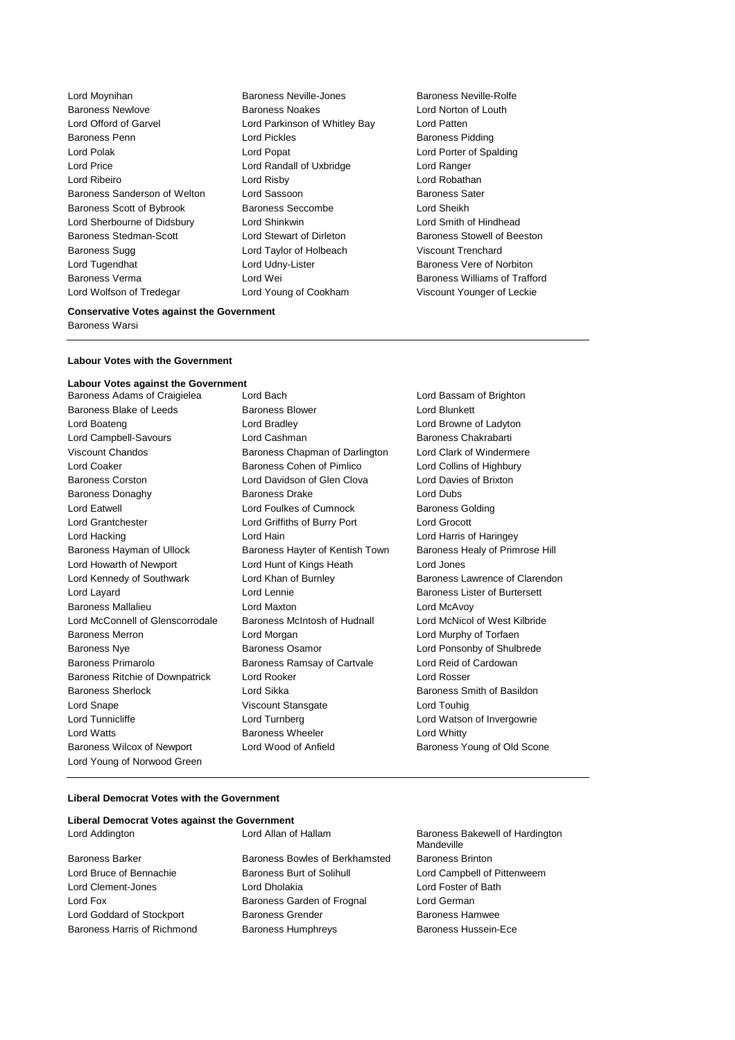Lord Moynihan
Baroness Neville-Jones
Baroness Neville-Rolfe
Baroness Newlove
Baroness Noakes
Lord Norton of Louth
Lord Offord of Garvel
Lord Parkinson of Whitley Bay
Lord Patten
Baroness Penn
Lord Pickles
Baroness Pidding
Lord Polak
Lord Popat
Lord Porter of Spalding
Lord Price
Lord Randall of Uxbridge
Lord Ranger
Lord Ribeiro
Lord Risby
Lord Robathan
Baroness Sanderson of Welton
Lord Sassoon
Baroness Sater
Baroness Scott of Bybrook
Baroness Seccombe
Lord Sheikh
Lord Sherbourne of Didsbury
Lord Shinkwin
Lord Smith of Hindhead
Baroness Stedman-Scott
Lord Stewart of Dirleton
Baroness Stowell of Beeston
Baroness Sugg
Lord Taylor of Holbeach
Viscount Trenchard
Lord Tugendhat
Lord Udny-Lister
Baroness Vere of Norbiton
Baroness Verma
Lord Wei
Baroness Williams of Trafford
Lord Wolfson of Tredegar
Lord Young of Cookham
Viscount Younger of Leckie

**Conservative Votes against the Government**

Baroness Warsi

---

**Labour Votes with the Government**

**Labour Votes against the Government**

Baroness Adams of Craigielea
Lord Bach
Lord Bassam of Brighton
Baroness Blake of Leeds
Baroness Blower
Lord Blunkett
Lord Boateng
Lord Bradley
Lord Browne of Ladyton
Lord Campbell-Savours
Lord Cashman
Baroness Chakrabarti
Viscount Chandos
Baroness Chapman of Darlington
Lord Clark of Windermere
Lord Coaker
Baroness Cohen of Pimlico
Lord Collins of Highbury
Baroness Corston
Lord Davidson of Glen Clova
Lord Davies of Brixton
Baroness Donaghy
Baroness Drake
Lord Dubs
Lord Eatwell
Lord Foulkes of Cumnock
Baroness Golding
Lord Grantchester
Lord Griffiths of Burry Port
Lord Grocott
Lord Hacking
Lord Hain
Lord Harris of Haringey
Baroness Hayman of Ullock
Baroness Hayter of Kentish Town
Baroness Healy of Primrose Hill
Lord Howarth of Newport
Lord Hunt of Kings Heath
Lord Jones
Lord Kennedy of Southwark
Lord Khan of Burnley
Baroness Lawrence of Clarendon
Lord Layard
Lord Lennie
Baroness Lister of Burtersett
Baroness Mallalieu
Lord Maxton
Lord McAvoy
Lord McConnell of Glenscorrodale
Baroness McIntosh of Hudnall
Lord McNicol of West Kilbride
Baroness Merron
Lord Morgan
Lord Murphy of Torfaen
Baroness Nye
Baroness Osamor
Lord Ponsonby of Shulbrede
Baroness Primarolo
Baroness Ramsay of Cartvale
Lord Reid of Cardowan
Baroness Ritchie of Downpatrick
Lord Rooker
Lord Rosser
Baroness Sherlock
Lord Sikka
Baroness Smith of Basildon
Lord Snape
Viscount Stansgate
Lord Touhig
Lord Tunnicliffe
Lord Turnberg
Lord Watson of Invergowrie
Lord Watts
Baroness Wheeler
Lord Whitty
Baroness Wilcox of Newport
Lord Wood of Anfield
Baroness Young of Old Scone
Lord Young of Norwood Green

---

**Liberal Democrat Votes with the Government**

**Liberal Democrat Votes against the Government**

Lord Addington
Lord Allan of Hallam
Baroness Bakewell of Hardington Mandeville
Baroness Barker
Baroness Bowles of Berkhamsted
Baroness Brinton
Lord Bruce of Bennachie
Baroness Burt of Solihull
Lord Campbell of Pittenweem
Lord Clement-Jones
Lord Dholakia
Lord Foster of Bath
Lord Fox
Baroness Garden of Frognal
Lord German
Lord Goddard of Stockport
Baroness Grender
Baroness Hamwee
Baroness Harris of Richmond
Baroness Humphreys
Baroness Hussein-Ece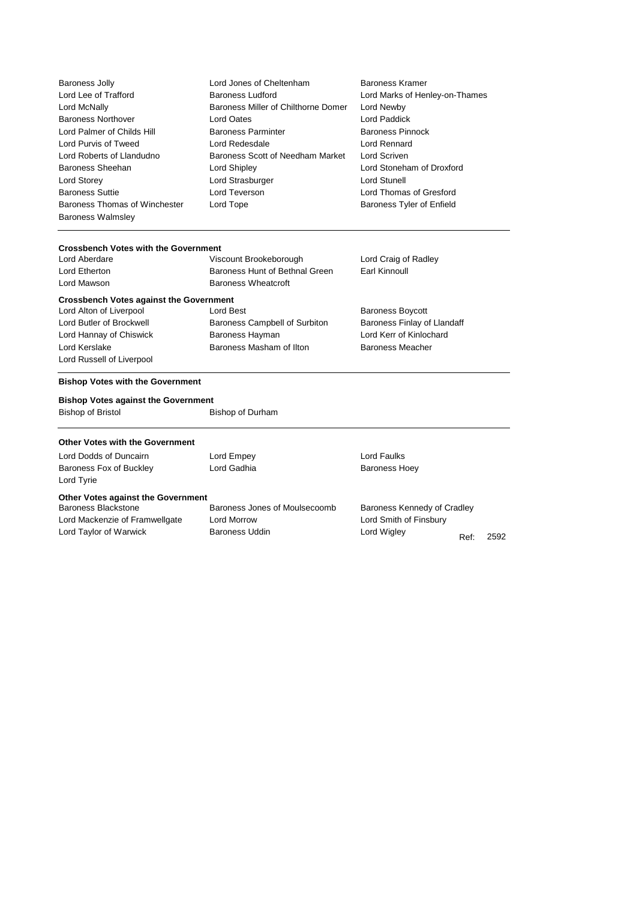| | | |
|---|---|---|
| Baroness Jolly | Lord Jones of Cheltenham | Baroness Kramer |
| Lord Lee of Trafford | Baroness Ludford | Lord Marks of Henley-on-Thames |
| Lord McNally | Baroness Miller of Chilthorne Domer | Lord Newby |
| Baroness Northover | Lord Oates | Lord Paddick |
| Lord Palmer of Childs Hill | Baroness Parminter | Baroness Pinnock |
| Lord Purvis of Tweed | Lord Redesdale | Lord Rennard |
| Lord Roberts of Llandudno | Baroness Scott of Needham Market | Lord Scriven |
| Baroness Sheehan | Lord Shipley | Lord Stoneham of Droxford |
| Lord Storey | Lord Strasburger | Lord Stunell |
| Baroness Suttie | Lord Teverson | Lord Thomas of Gresford |
| Baroness Thomas of Winchester | Lord Tope | Baroness Tyler of Enfield |
| Baroness Walmsley | | |

**Crossbench Votes with the Government**

| | | |
|---|---|---|
| Lord Aberdare | Viscount Brookeborough | Lord Craig of Radley |
| Lord Etherton | Baroness Hunt of Bethnal Green | Earl Kinnoull |
| Lord Mawson | Baroness Wheatcroft | |

**Crossbench Votes against the Government**

| | | |
|---|---|---|
| Lord Alton of Liverpool | Lord Best | Baroness Boycott |
| Lord Butler of Brockwell | Baroness Campbell of Surbiton | Baroness Finlay of Llandaff |
| Lord Hannay of Chiswick | Baroness Hayman | Lord Kerr of Kinlochard |
| Lord Kerslake | Baroness Masham of Ilton | Baroness Meacher |
| Lord Russell of Liverpool | | |

**Bishop Votes with the Government**

**Bishop Votes against the Government**

| | |
|---|---|
| Bishop of Bristol | Bishop of Durham |

**Other Votes with the Government**

| | | |
|---|---|---|
| Lord Dodds of Duncairn | Lord Empey | Lord Faulks |
| Baroness Fox of Buckley | Lord Gadhia | Baroness Hoey |
| Lord Tyrie | | |

**Other Votes against the Government**

| | | |
|---|---|---|
| Baroness Blackstone | Baroness Jones of Moulsecoomb | Baroness Kennedy of Cradley |
| Lord Mackenzie of Framwellgate | Lord Morrow | Lord Smith of Finsbury |
| Lord Taylor of Warwick | Baroness Uddin | Lord Wigley |

Ref: 2592